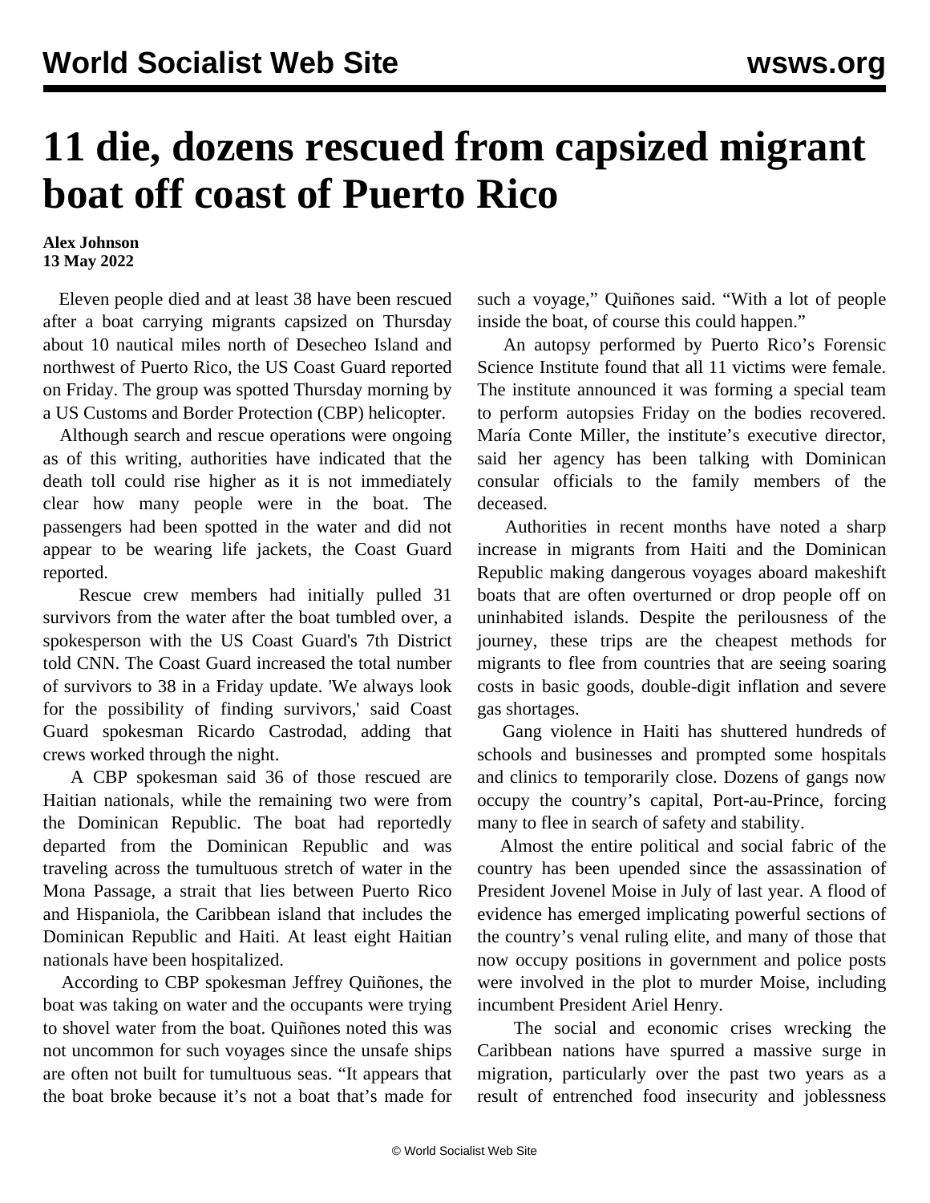# 11 die, dozens rescued from capsized migrant boat off coast of Puerto Rico

**Alex Johnson**
**13 May 2022**

Eleven people died and at least 38 have been rescued after a boat carrying migrants capsized on Thursday about 10 nautical miles north of Desecheo Island and northwest of Puerto Rico, the US Coast Guard reported on Friday. The group was spotted Thursday morning by a US Customs and Border Protection (CBP) helicopter.

Although search and rescue operations were ongoing as of this writing, authorities have indicated that the death toll could rise higher as it is not immediately clear how many people were in the boat. The passengers had been spotted in the water and did not appear to be wearing life jackets, the Coast Guard reported.

Rescue crew members had initially pulled 31 survivors from the water after the boat tumbled over, a spokesperson with the US Coast Guard's 7th District told CNN. The Coast Guard increased the total number of survivors to 38 in a Friday update. 'We always look for the possibility of finding survivors,' said Coast Guard spokesman Ricardo Castrodad, adding that crews worked through the night.

A CBP spokesman said 36 of those rescued are Haitian nationals, while the remaining two were from the Dominican Republic. The boat had reportedly departed from the Dominican Republic and was traveling across the tumultuous stretch of water in the Mona Passage, a strait that lies between Puerto Rico and Hispaniola, the Caribbean island that includes the Dominican Republic and Haiti. At least eight Haitian nationals have been hospitalized.

According to CBP spokesman Jeffrey Quiñones, the boat was taking on water and the occupants were trying to shovel water from the boat. Quiñones noted this was not uncommon for such voyages since the unsafe ships are often not built for tumultuous seas. "It appears that the boat broke because it's not a boat that's made for such a voyage," Quiñones said. "With a lot of people inside the boat, of course this could happen."

An autopsy performed by Puerto Rico's Forensic Science Institute found that all 11 victims were female. The institute announced it was forming a special team to perform autopsies Friday on the bodies recovered. María Conte Miller, the institute's executive director, said her agency has been talking with Dominican consular officials to the family members of the deceased.

Authorities in recent months have noted a sharp increase in migrants from Haiti and the Dominican Republic making dangerous voyages aboard makeshift boats that are often overturned or drop people off on uninhabited islands. Despite the perilousness of the journey, these trips are the cheapest methods for migrants to flee from countries that are seeing soaring costs in basic goods, double-digit inflation and severe gas shortages.

Gang violence in Haiti has shuttered hundreds of schools and businesses and prompted some hospitals and clinics to temporarily close. Dozens of gangs now occupy the country's capital, Port-au-Prince, forcing many to flee in search of safety and stability.

Almost the entire political and social fabric of the country has been upended since the assassination of President Jovenel Moise in July of last year. A flood of evidence has emerged implicating powerful sections of the country's venal ruling elite, and many of those that now occupy positions in government and police posts were involved in the plot to murder Moise, including incumbent President Ariel Henry.

The social and economic crises wrecking the Caribbean nations have spurred a massive surge in migration, particularly over the past two years as a result of entrenched food insecurity and joblessness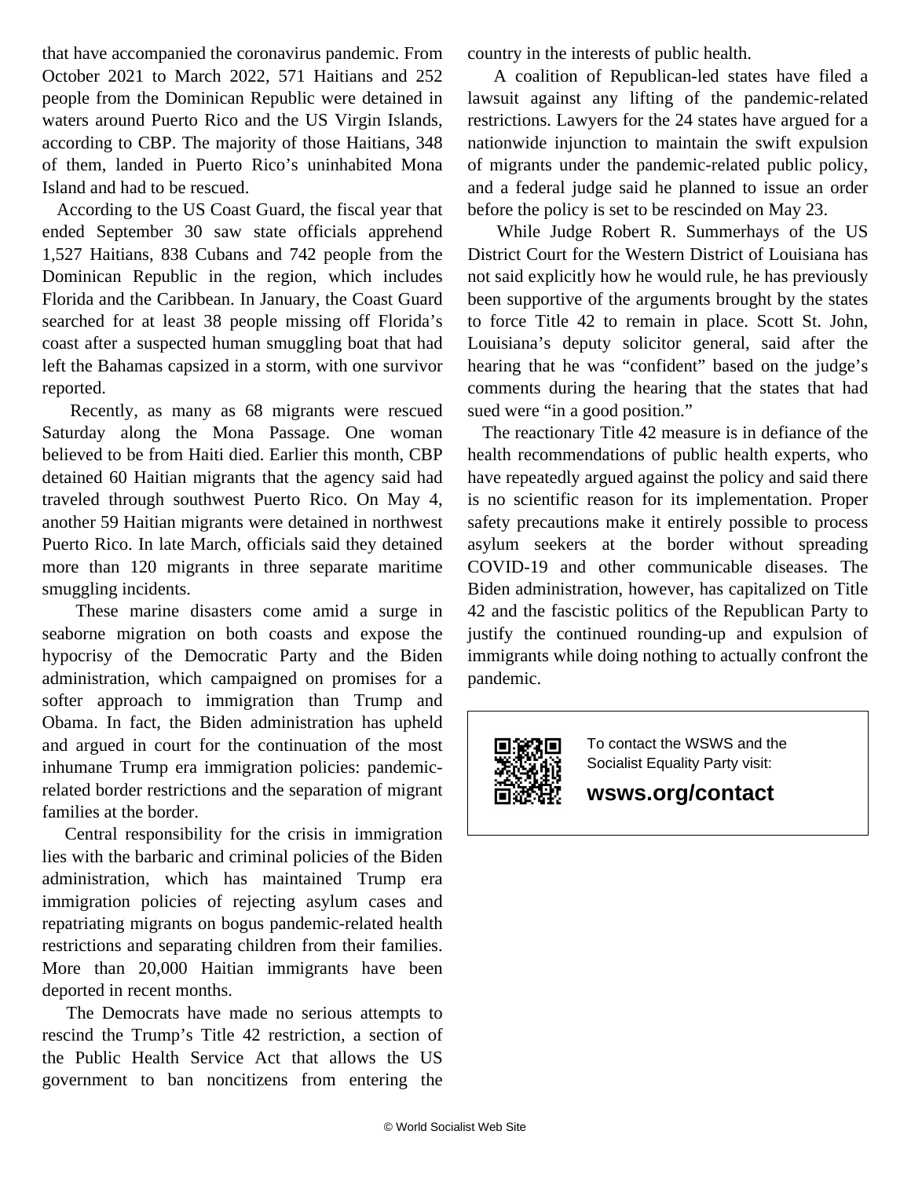that have accompanied the coronavirus pandemic. From October 2021 to March 2022, 571 Haitians and 252 people from the Dominican Republic were detained in waters around Puerto Rico and the US Virgin Islands, according to CBP. The majority of those Haitians, 348 of them, landed in Puerto Rico's uninhabited Mona Island and had to be rescued.

According to the US Coast Guard, the fiscal year that ended September 30 saw state officials apprehend 1,527 Haitians, 838 Cubans and 742 people from the Dominican Republic in the region, which includes Florida and the Caribbean. In January, the Coast Guard searched for at least 38 people missing off Florida's coast after a suspected human smuggling boat that had left the Bahamas capsized in a storm, with one survivor reported.

Recently, as many as 68 migrants were rescued Saturday along the Mona Passage. One woman believed to be from Haiti died. Earlier this month, CBP detained 60 Haitian migrants that the agency said had traveled through southwest Puerto Rico. On May 4, another 59 Haitian migrants were detained in northwest Puerto Rico. In late March, officials said they detained more than 120 migrants in three separate maritime smuggling incidents.

These marine disasters come amid a surge in seaborne migration on both coasts and expose the hypocrisy of the Democratic Party and the Biden administration, which campaigned on promises for a softer approach to immigration than Trump and Obama. In fact, the Biden administration has upheld and argued in court for the continuation of the most inhumane Trump era immigration policies: pandemic-related border restrictions and the separation of migrant families at the border.

Central responsibility for the crisis in immigration lies with the barbaric and criminal policies of the Biden administration, which has maintained Trump era immigration policies of rejecting asylum cases and repatriating migrants on bogus pandemic-related health restrictions and separating children from their families. More than 20,000 Haitian immigrants have been deported in recent months.

The Democrats have made no serious attempts to rescind the Trump's Title 42 restriction, a section of the Public Health Service Act that allows the US government to ban noncitizens from entering the country in the interests of public health.

A coalition of Republican-led states have filed a lawsuit against any lifting of the pandemic-related restrictions. Lawyers for the 24 states have argued for a nationwide injunction to maintain the swift expulsion of migrants under the pandemic-related public policy, and a federal judge said he planned to issue an order before the policy is set to be rescinded on May 23.

While Judge Robert R. Summerhays of the US District Court for the Western District of Louisiana has not said explicitly how he would rule, he has previously been supportive of the arguments brought by the states to force Title 42 to remain in place. Scott St. John, Louisiana's deputy solicitor general, said after the hearing that he was "confident" based on the judge's comments during the hearing that the states that had sued were "in a good position."

The reactionary Title 42 measure is in defiance of the health recommendations of public health experts, who have repeatedly argued against the policy and said there is no scientific reason for its implementation. Proper safety precautions make it entirely possible to process asylum seekers at the border without spreading COVID-19 and other communicable diseases. The Biden administration, however, has capitalized on Title 42 and the fascistic politics of the Republican Party to justify the continued rounding-up and expulsion of immigrants while doing nothing to actually confront the pandemic.

To contact the WSWS and the Socialist Equality Party visit:

**wsws.org/contact**